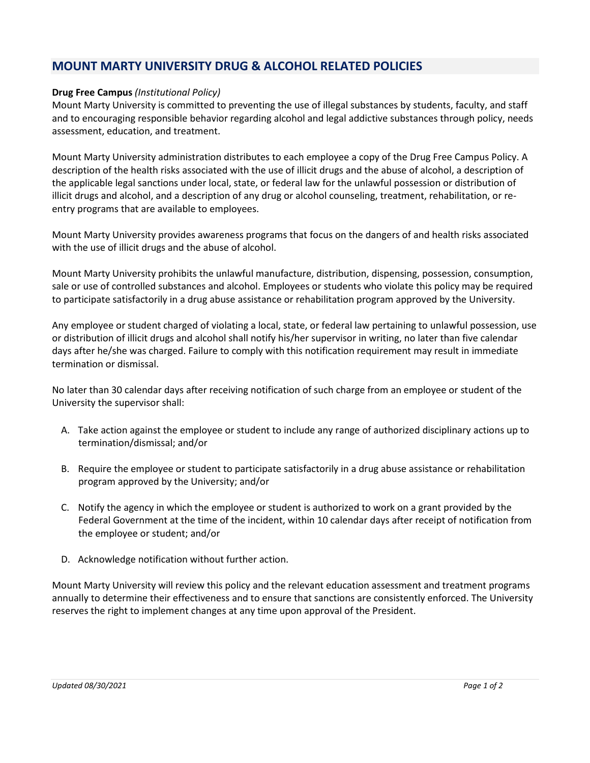# MOUNT MARTY UNIVERSITY DRUG & ALCOHOL RELATED POLICIES

**Drug Free Campus** *(Institutional Policy)*
Mount Marty University is committed to preventing the use of illegal substances by students, faculty, and staff and to encouraging responsible behavior regarding alcohol and legal addictive substances through policy, needs assessment, education, and treatment.

Mount Marty University administration distributes to each employee a copy of the Drug Free Campus Policy. A description of the health risks associated with the use of illicit drugs and the abuse of alcohol, a description of the applicable legal sanctions under local, state, or federal law for the unlawful possession or distribution of illicit drugs and alcohol, and a description of any drug or alcohol counseling, treatment, rehabilitation, or re-entry programs that are available to employees.

Mount Marty University provides awareness programs that focus on the dangers of and health risks associated with the use of illicit drugs and the abuse of alcohol.

Mount Marty University prohibits the unlawful manufacture, distribution, dispensing, possession, consumption, sale or use of controlled substances and alcohol. Employees or students who violate this policy may be required to participate satisfactorily in a drug abuse assistance or rehabilitation program approved by the University.

Any employee or student charged of violating a local, state, or federal law pertaining to unlawful possession, use or distribution of illicit drugs and alcohol shall notify his/her supervisor in writing, no later than five calendar days after he/she was charged. Failure to comply with this notification requirement may result in immediate termination or dismissal.

No later than 30 calendar days after receiving notification of such charge from an employee or student of the University the supervisor shall:

A. Take action against the employee or student to include any range of authorized disciplinary actions up to termination/dismissal; and/or

B. Require the employee or student to participate satisfactorily in a drug abuse assistance or rehabilitation program approved by the University; and/or

C. Notify the agency in which the employee or student is authorized to work on a grant provided by the Federal Government at the time of the incident, within 10 calendar days after receipt of notification from the employee or student; and/or

D. Acknowledge notification without further action.

Mount Marty University will review this policy and the relevant education assessment and treatment programs annually to determine their effectiveness and to ensure that sanctions are consistently enforced. The University reserves the right to implement changes at any time upon approval of the President.

*Updated 08/30/2021*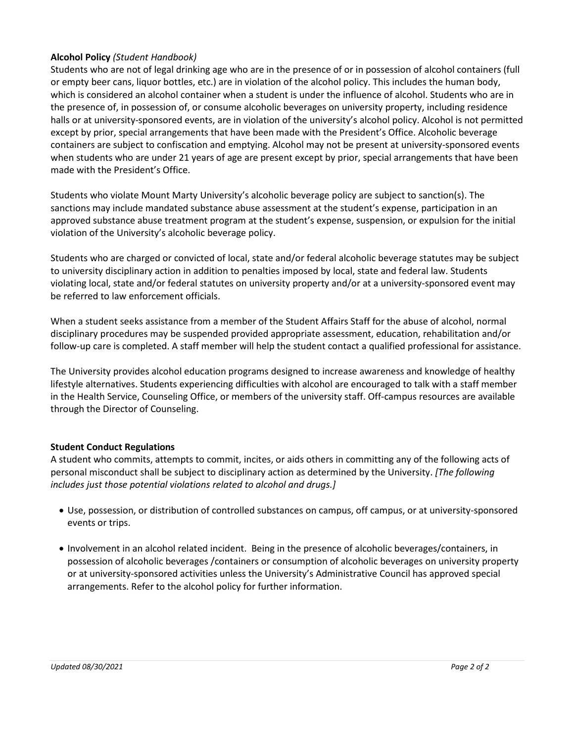**Alcohol Policy** *(Student Handbook)*
Students who are not of legal drinking age who are in the presence of or in possession of alcohol containers (full or empty beer cans, liquor bottles, etc.) are in violation of the alcohol policy. This includes the human body, which is considered an alcohol container when a student is under the influence of alcohol. Students who are in the presence of, in possession of, or consume alcoholic beverages on university property, including residence halls or at university-sponsored events, are in violation of the university's alcohol policy. Alcohol is not permitted except by prior, special arrangements that have been made with the President's Office. Alcoholic beverage containers are subject to confiscation and emptying. Alcohol may not be present at university-sponsored events when students who are under 21 years of age are present except by prior, special arrangements that have been made with the President's Office.

Students who violate Mount Marty University's alcoholic beverage policy are subject to sanction(s). The sanctions may include mandated substance abuse assessment at the student's expense, participation in an approved substance abuse treatment program at the student's expense, suspension, or expulsion for the initial violation of the University's alcoholic beverage policy.

Students who are charged or convicted of local, state and/or federal alcoholic beverage statutes may be subject to university disciplinary action in addition to penalties imposed by local, state and federal law. Students violating local, state and/or federal statutes on university property and/or at a university-sponsored event may be referred to law enforcement officials.

When a student seeks assistance from a member of the Student Affairs Staff for the abuse of alcohol, normal disciplinary procedures may be suspended provided appropriate assessment, education, rehabilitation and/or follow-up care is completed. A staff member will help the student contact a qualified professional for assistance.

The University provides alcohol education programs designed to increase awareness and knowledge of healthy lifestyle alternatives. Students experiencing difficulties with alcohol are encouraged to talk with a staff member in the Health Service, Counseling Office, or members of the university staff. Off-campus resources are available through the Director of Counseling.

**Student Conduct Regulations**
A student who commits, attempts to commit, incites, or aids others in committing any of the following acts of personal misconduct shall be subject to disciplinary action as determined by the University. *[The following includes just those potential violations related to alcohol and drugs.]*

- Use, possession, or distribution of controlled substances on campus, off campus, or at university-sponsored events or trips.

- Involvement in an alcohol related incident. Being in the presence of alcoholic beverages/containers, in possession of alcoholic beverages /containers or consumption of alcoholic beverages on university property or at university-sponsored activities unless the University's Administrative Council has approved special arrangements. Refer to the alcohol policy for further information.

*Updated 08/30/2021*